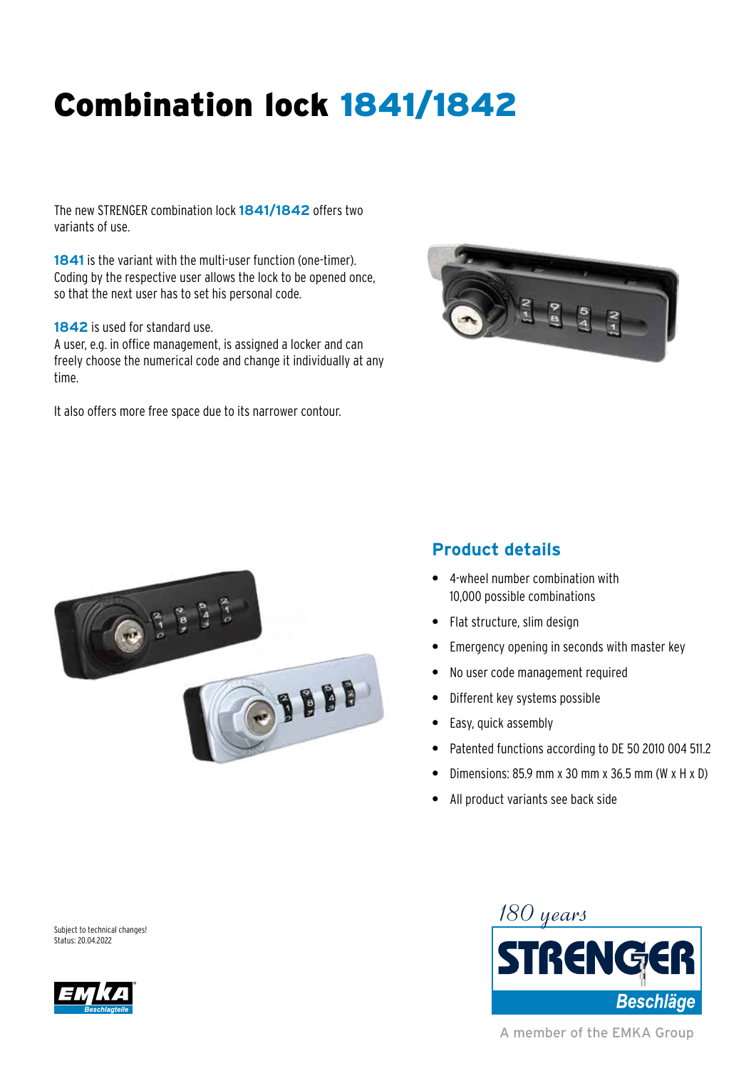# Combination lock **1841/1842**

The new STRENGER combination lock **1841/1842** offers two variants of use.

**1841** is the variant with the multi-user function (one-timer). Coding by the respective user allows the lock to be opened once, so that the next user has to set his personal code.

**1842** is used for standard use.
A user, e.g. in office management, is assigned a locker and can freely choose the numerical code and change it individually at any time.

It also offers more free space due to its narrower contour.

## Product details

- 4-wheel number combination with 10,000 possible combinations
- Flat structure, slim design
- Emergency opening in seconds with master key
- No user code management required
- Different key systems possible
- Easy, quick assembly
- Patented functions according to DE 50 2010 004 511.2
- Dimensions: 85.9 mm x 30 mm x 36.5 mm (W x H x D)
- All product variants see back side

Subject to technical changes!
Status: 20.04.2022

*180 years*

STRENGER Beschläge

A member of the EMKA Group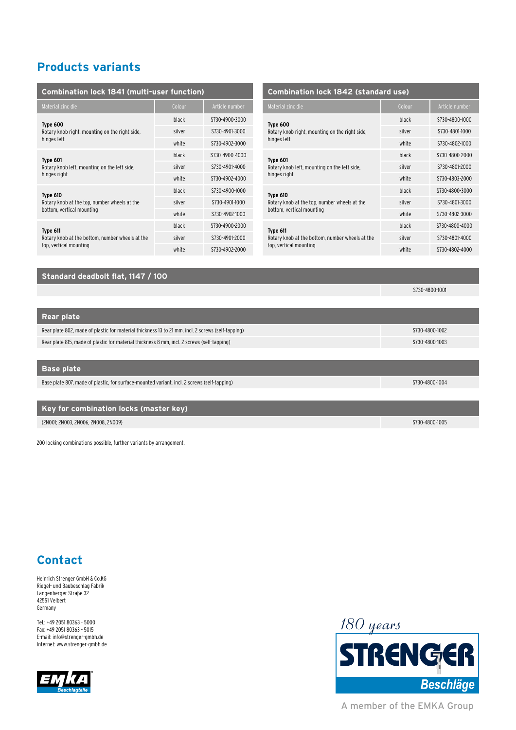## Products variants

| Combination lock 1841 (multi-user function) | | |
|---|---|---|
| Material zinc die | Colour | Article number |
| **Type 600** Rotary knob right, mounting on the right side, hinges left | black | S730-4900-3000 |
| | silver | S730-4901-3000 |
| | white | S730-4902-3000 |
| **Type 601** Rotary knob left, mounting on the left side, hinges right | black | S730-4900-4000 |
| | silver | S730-4901-4000 |
| | white | S730-4902-4000 |
| **Type 610** Rotary knob at the top, number wheels at the bottom, vertical mounting | black | S730-4900-1000 |
| | silver | S730-4901-1000 |
| | white | S730-4902-1000 |
| **Type 611** Rotary knob at the bottom, number wheels at the top, vertical mounting | black | S730-4900-2000 |
| | silver | S730-4901-2000 |
| | white | S730-4902-2000 |

| Combination lock 1842 (standard use) | | |
|---|---|---|
| Material zinc die | Colour | Article number |
| **Type 600** Rotary knob right, mounting on the right side, hinges left | black | S730-4800-1000 |
| | silver | S730-4801-1000 |
| | white | S730-4802-1000 |
| **Type 601** Rotary knob left, mounting on the left side, hinges right | black | S730-4800-2000 |
| | silver | S730-4801-2000 |
| | white | S730-4803-2000 |
| **Type 610** Rotary knob at the top, number wheels at the bottom, vertical mounting | black | S730-4800-3000 |
| | silver | S730-4801-3000 |
| | white | S730-4802-3000 |
| **Type 611** Rotary knob at the bottom, number wheels at the top, vertical mounting | black | S730-4800-4000 |
| | silver | S730-4801-4000 |
| | white | S730-4802-4000 |

| Standard deadbolt flat, 1147 / 100 | |
|---|---|
| | S730-4800-1001 |

| Rear plate | |
|---|---|
| Rear plate 802, made of plastic for material thickness 13 to 21 mm, incl. 2 screws (self-tapping) | S730-4800-1002 |
| Rear plate 815, made of plastic for material thickness 8 mm, incl. 2 screws (self-tapping) | S730-4800-1003 |

| Base plate | |
|---|---|
| Base plate 807, made of plastic, for surface-mounted variant, incl. 2 screws (self-tapping) | S730-4800-1004 |

| Key for combination locks (master key) | |
|---|---|
| (2N001; 2N003, 2N006, 2N008, 2N009) | S730-4800-1005 |

200 locking combinations possible, further variants by arrangement.

## Contact

Heinrich Strenger GmbH & Co.KG
Riegel- und Baubeschlag Fabrik
Langenberger Straße 32
42551 Velbert
Germany

Tel.: +49 2051 80363 - 5000
Fax: +49 2051 80363 - 5015
E-mail: info@strenger-gmbh.de
Internet: www.strenger-gmbh.de

EMKA Beschlagteile

180 years
STRENGER Beschläge

A member of the EMKA Group